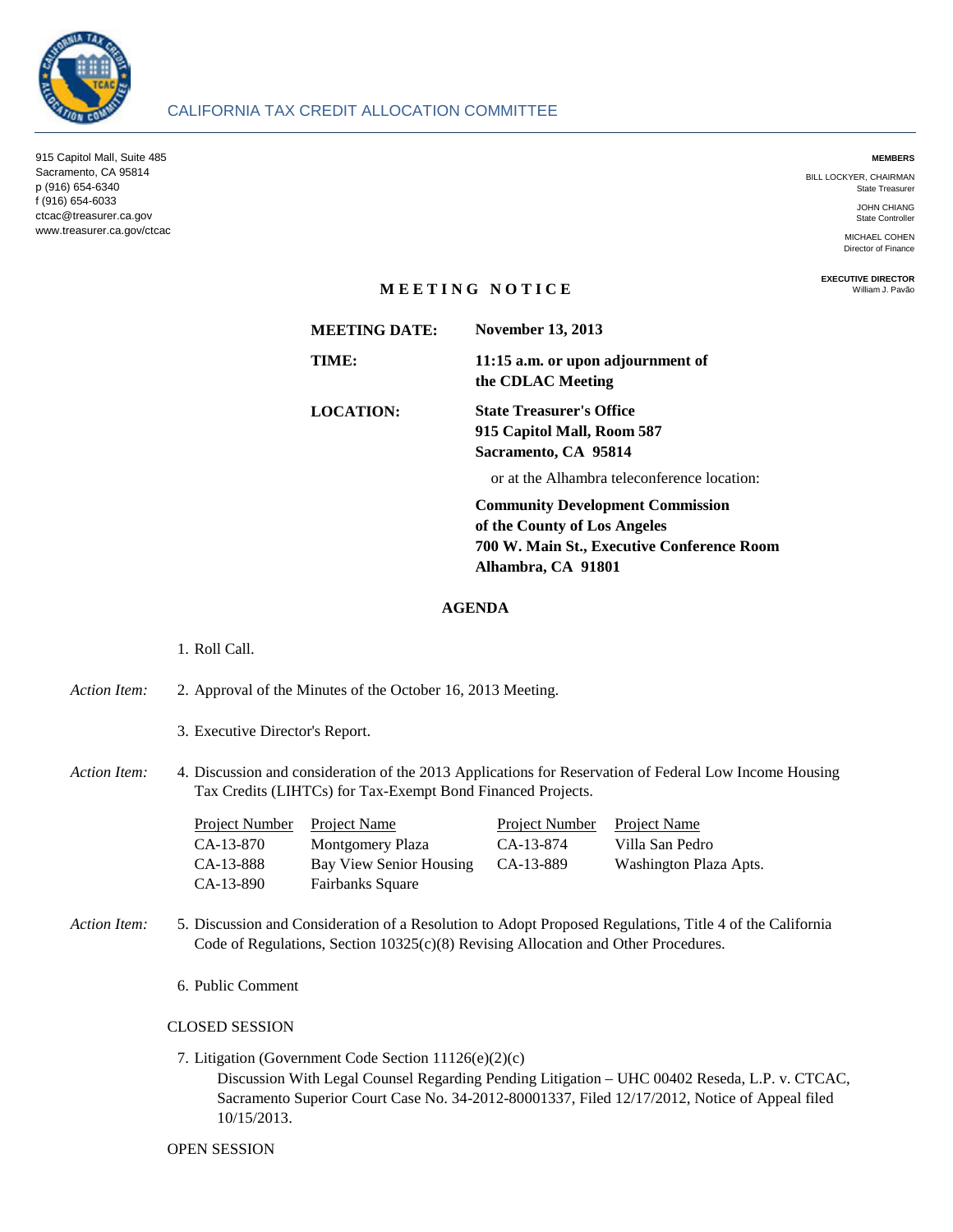# CALIFORNIA TAX CREDIT ALLOCATION COMMITTEE

915 Capitol Mall, Suite 485
Sacramento, CA 95814
p (916) 654-6340
f (916) 654-6033
ctcac@treasurer.ca.gov
www.treasurer.ca.gov/ctcac

**MEMBERS**

BILL LOCKYER, CHAIRMAN
State Treasurer

JOHN CHIANG
State Controller

MICHAEL COHEN
Director of Finance

**EXECUTIVE DIRECTOR**
William J. Pavão

## MEETING NOTICE

**MEETING DATE:** **November 13, 2013**

**TIME:** **11:15 a.m. or upon adjournment of the CDLAC Meeting**

**LOCATION:** **State Treasurer's Office**
**915 Capitol Mall, Room 587**
**Sacramento, CA 95814**

or at the Alhambra teleconference location:

**Community Development Commission**
**of the County of Los Angeles**
**700 W. Main St., Executive Conference Room**
**Alhambra, CA 91801**

## AGENDA

1. Roll Call.

*Action Item:* 2. Approval of the Minutes of the October 16, 2013 Meeting.

3. Executive Director's Report.

*Action Item:* 4. Discussion and consideration of the 2013 Applications for Reservation of Federal Low Income Housing Tax Credits (LIHTCs) for Tax-Exempt Bond Financed Projects.

| Project Number | Project Name | Project Number | Project Name |
|---|---|---|---|
| CA-13-870 | Montgomery Plaza | CA-13-874 | Villa San Pedro |
| CA-13-888 | Bay View Senior Housing | CA-13-889 | Washington Plaza Apts. |
| CA-13-890 | Fairbanks Square | | |

*Action Item:* 5. Discussion and Consideration of a Resolution to Adopt Proposed Regulations, Title 4 of the California Code of Regulations, Section 10325(c)(8) Revising Allocation and Other Procedures.

6. Public Comment

CLOSED SESSION

7. Litigation (Government Code Section 11126(e)(2)(c)
   Discussion With Legal Counsel Regarding Pending Litigation – UHC 00402 Reseda, L.P. v. CTCAC, Sacramento Superior Court Case No. 34-2012-80001337, Filed 12/17/2012, Notice of Appeal filed 10/15/2013.

OPEN SESSION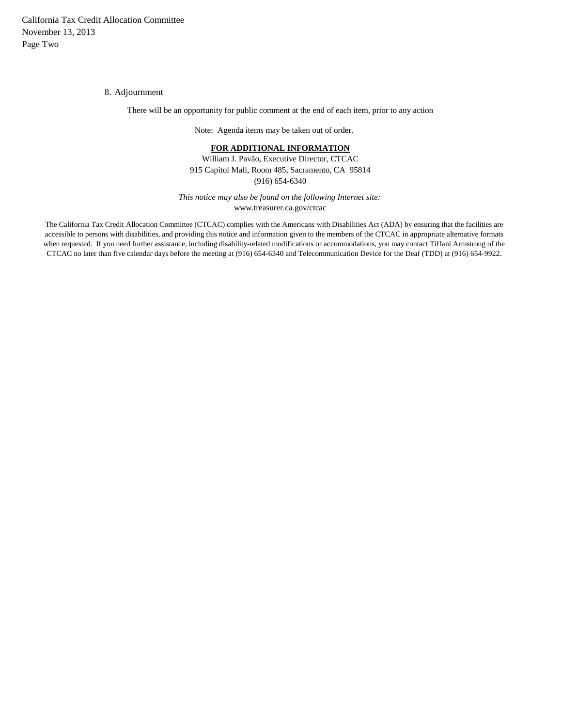8. Adjournment

There will be an opportunity for public comment at the end of each item, prior to any action

Note: Agenda items may be taken out of order.

**FOR ADDITIONAL INFORMATION**

William J. Pavão, Executive Director, CTCAC
915 Capitol Mall, Room 485, Sacramento, CA 95814
(916) 654-6340

*This notice may also be found on the following Internet site:*
www.treasurer.ca.gov/ctcac

The California Tax Credit Allocation Committee (CTCAC) complies with the Americans with Disabilities Act (ADA) by ensuring that the facilities are accessible to persons with disabilities, and providing this notice and information given to the members of the CTCAC in appropriate alternative formats when requested. If you need further assistance, including disability-related modifications or accommodations, you may contact Tiffani Armstrong of the CTCAC no later than five calendar days before the meeting at (916) 654-6340 and Telecommunication Device for the Deaf (TDD) at (916) 654-9922.